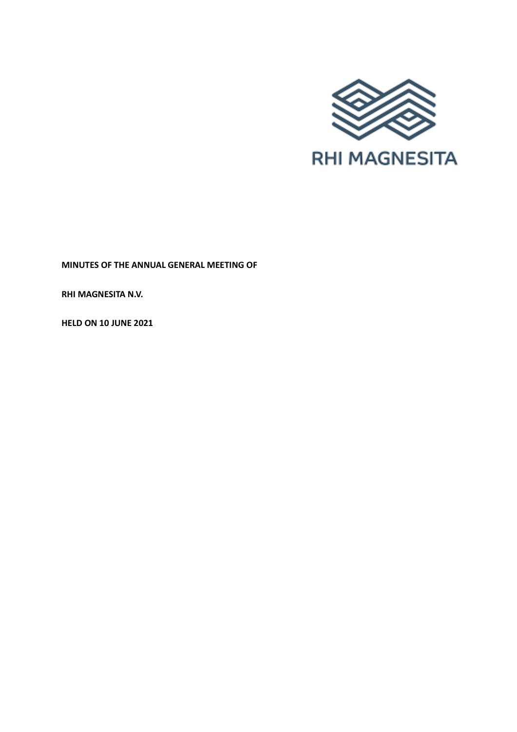RHI MAGNESITA

**MINUTES OF THE ANNUAL GENERAL MEETING OF**

**RHI MAGNESITA N.V.**

**HELD ON 10 JUNE 2021**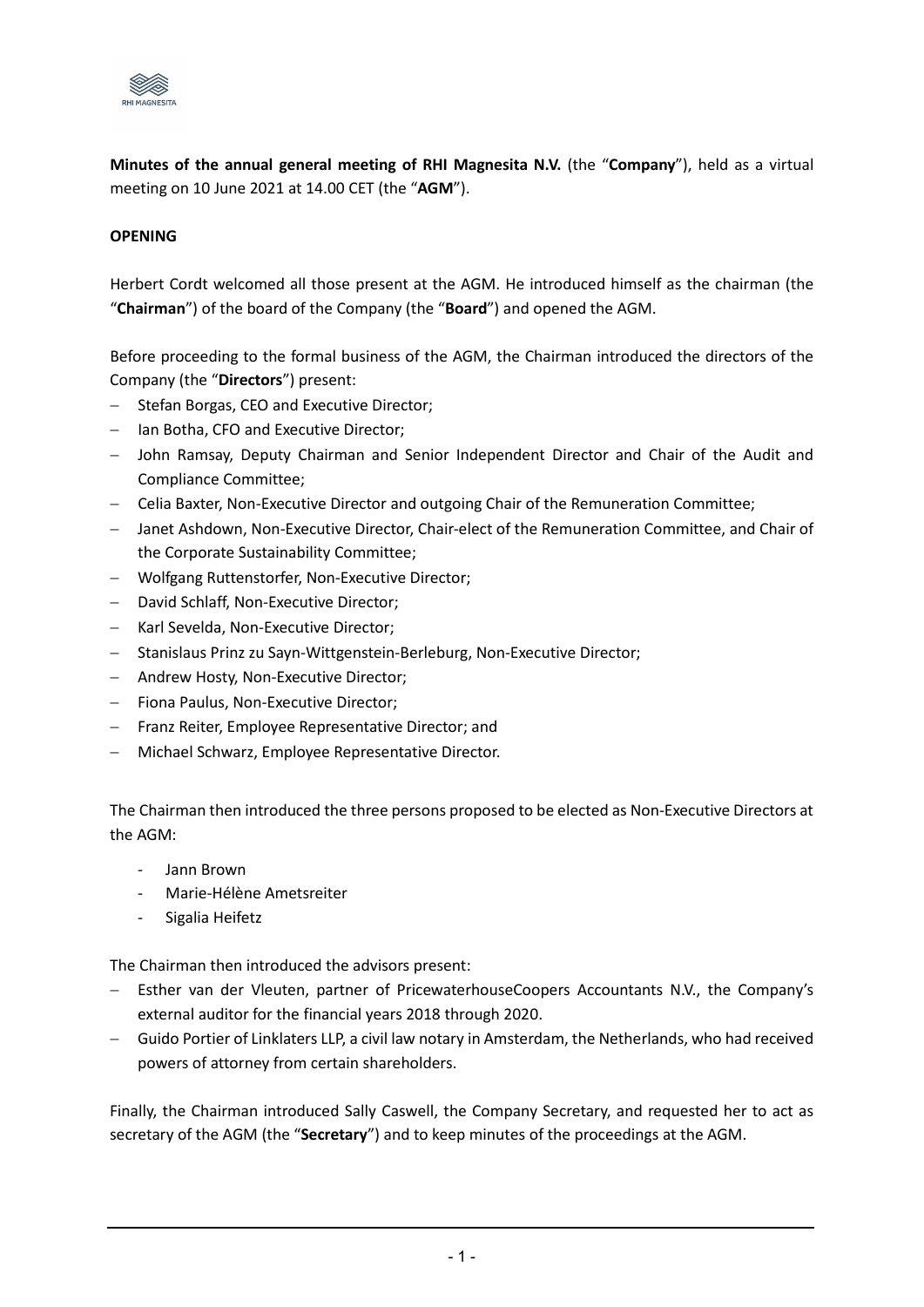**Minutes of the annual general meeting of RHI Magnesita N.V.** (the "**Company**"), held as a virtual meeting on 10 June 2021 at 14.00 CET (the "**AGM**").

**OPENING**

Herbert Cordt welcomed all those present at the AGM. He introduced himself as the chairman (the "**Chairman**") of the board of the Company (the "**Board**") and opened the AGM.

Before proceeding to the formal business of the AGM, the Chairman introduced the directors of the Company (the "**Directors**") present:

- Stefan Borgas, CEO and Executive Director;
- Ian Botha, CFO and Executive Director;
- John Ramsay, Deputy Chairman and Senior Independent Director and Chair of the Audit and Compliance Committee;
- Celia Baxter, Non-Executive Director and outgoing Chair of the Remuneration Committee;
- Janet Ashdown, Non-Executive Director, Chair-elect of the Remuneration Committee, and Chair of the Corporate Sustainability Committee;
- Wolfgang Ruttenstorfer, Non-Executive Director;
- David Schlaff, Non-Executive Director;
- Karl Sevelda, Non-Executive Director;
- Stanislaus Prinz zu Sayn-Wittgenstein-Berleburg, Non-Executive Director;
- Andrew Hosty, Non-Executive Director;
- Fiona Paulus, Non-Executive Director;
- Franz Reiter, Employee Representative Director; and
- Michael Schwarz, Employee Representative Director.

The Chairman then introduced the three persons proposed to be elected as Non-Executive Directors at the AGM:

- Jann Brown
- Marie-Hélène Ametsreiter
- Sigalia Heifetz

The Chairman then introduced the advisors present:

- Esther van der Vleuten, partner of PricewaterhouseCoopers Accountants N.V., the Company's external auditor for the financial years 2018 through 2020.
- Guido Portier of Linklaters LLP, a civil law notary in Amsterdam, the Netherlands, who had received powers of attorney from certain shareholders.

Finally, the Chairman introduced Sally Caswell, the Company Secretary, and requested her to act as secretary of the AGM (the "**Secretary**") and to keep minutes of the proceedings at the AGM.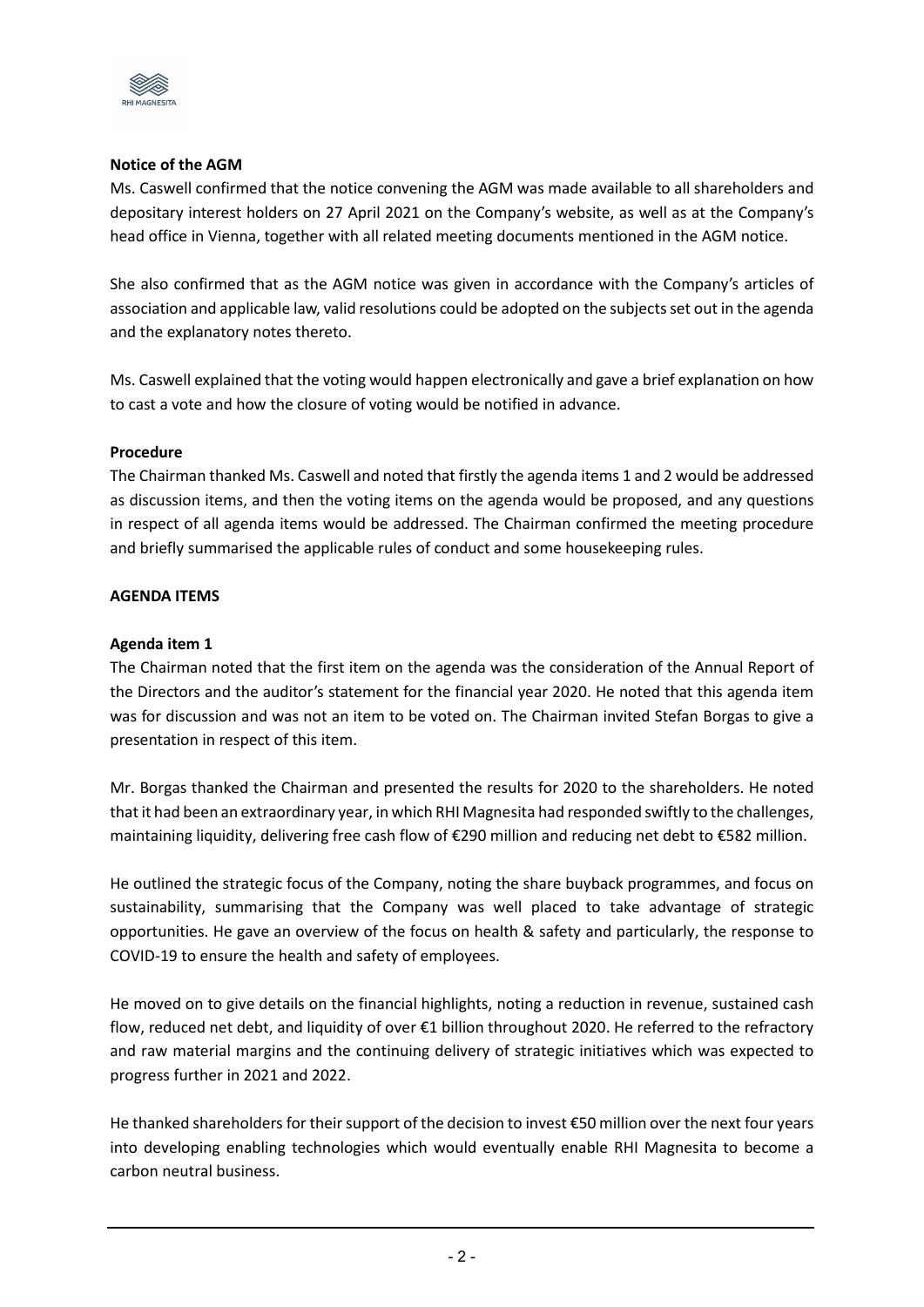**Notice of the AGM**

Ms. Caswell confirmed that the notice convening the AGM was made available to all shareholders and depositary interest holders on 27 April 2021 on the Company's website, as well as at the Company's head office in Vienna, together with all related meeting documents mentioned in the AGM notice.

She also confirmed that as the AGM notice was given in accordance with the Company's articles of association and applicable law, valid resolutions could be adopted on the subjects set out in the agenda and the explanatory notes thereto.

Ms. Caswell explained that the voting would happen electronically and gave a brief explanation on how to cast a vote and how the closure of voting would be notified in advance.

**Procedure**

The Chairman thanked Ms. Caswell and noted that firstly the agenda items 1 and 2 would be addressed as discussion items, and then the voting items on the agenda would be proposed, and any questions in respect of all agenda items would be addressed. The Chairman confirmed the meeting procedure and briefly summarised the applicable rules of conduct and some housekeeping rules.

**AGENDA ITEMS**

**Agenda item 1**

The Chairman noted that the first item on the agenda was the consideration of the Annual Report of the Directors and the auditor's statement for the financial year 2020. He noted that this agenda item was for discussion and was not an item to be voted on. The Chairman invited Stefan Borgas to give a presentation in respect of this item.

Mr. Borgas thanked the Chairman and presented the results for 2020 to the shareholders. He noted that it had been an extraordinary year, in which RHI Magnesita had responded swiftly to the challenges, maintaining liquidity, delivering free cash flow of €290 million and reducing net debt to €582 million.

He outlined the strategic focus of the Company, noting the share buyback programmes, and focus on sustainability, summarising that the Company was well placed to take advantage of strategic opportunities. He gave an overview of the focus on health & safety and particularly, the response to COVID-19 to ensure the health and safety of employees.

He moved on to give details on the financial highlights, noting a reduction in revenue, sustained cash flow, reduced net debt, and liquidity of over €1 billion throughout 2020. He referred to the refractory and raw material margins and the continuing delivery of strategic initiatives which was expected to progress further in 2021 and 2022.

He thanked shareholders for their support of the decision to invest €50 million over the next four years into developing enabling technologies which would eventually enable RHI Magnesita to become a carbon neutral business.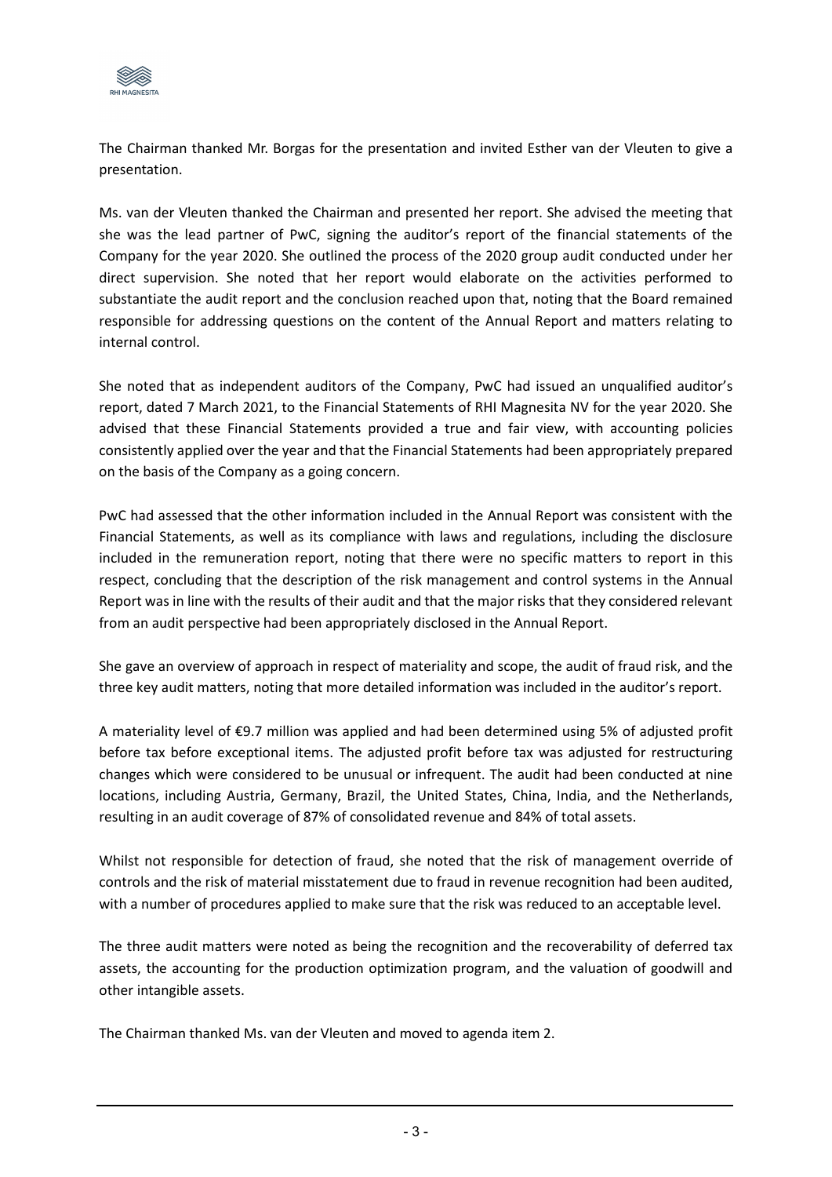The Chairman thanked Mr. Borgas for the presentation and invited Esther van der Vleuten to give a presentation.

Ms. van der Vleuten thanked the Chairman and presented her report. She advised the meeting that she was the lead partner of PwC, signing the auditor's report of the financial statements of the Company for the year 2020. She outlined the process of the 2020 group audit conducted under her direct supervision. She noted that her report would elaborate on the activities performed to substantiate the audit report and the conclusion reached upon that, noting that the Board remained responsible for addressing questions on the content of the Annual Report and matters relating to internal control.

She noted that as independent auditors of the Company, PwC had issued an unqualified auditor's report, dated 7 March 2021, to the Financial Statements of RHI Magnesita NV for the year 2020. She advised that these Financial Statements provided a true and fair view, with accounting policies consistently applied over the year and that the Financial Statements had been appropriately prepared on the basis of the Company as a going concern.

PwC had assessed that the other information included in the Annual Report was consistent with the Financial Statements, as well as its compliance with laws and regulations, including the disclosure included in the remuneration report, noting that there were no specific matters to report in this respect, concluding that the description of the risk management and control systems in the Annual Report was in line with the results of their audit and that the major risks that they considered relevant from an audit perspective had been appropriately disclosed in the Annual Report.

She gave an overview of approach in respect of materiality and scope, the audit of fraud risk, and the three key audit matters, noting that more detailed information was included in the auditor's report.

A materiality level of €9.7 million was applied and had been determined using 5% of adjusted profit before tax before exceptional items. The adjusted profit before tax was adjusted for restructuring changes which were considered to be unusual or infrequent. The audit had been conducted at nine locations, including Austria, Germany, Brazil, the United States, China, India, and the Netherlands, resulting in an audit coverage of 87% of consolidated revenue and 84% of total assets.

Whilst not responsible for detection of fraud, she noted that the risk of management override of controls and the risk of material misstatement due to fraud in revenue recognition had been audited, with a number of procedures applied to make sure that the risk was reduced to an acceptable level.

The three audit matters were noted as being the recognition and the recoverability of deferred tax assets, the accounting for the production optimization program, and the valuation of goodwill and other intangible assets.

The Chairman thanked Ms. van der Vleuten and moved to agenda item 2.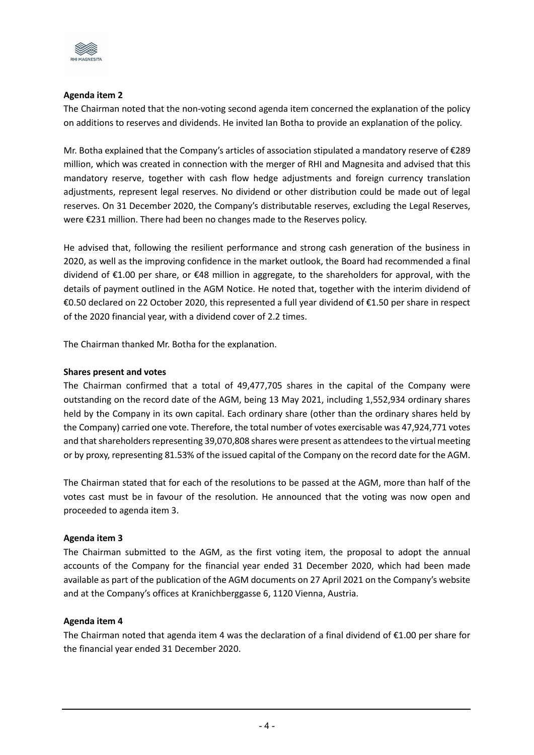**Agenda item 2**

The Chairman noted that the non-voting second agenda item concerned the explanation of the policy on additions to reserves and dividends. He invited Ian Botha to provide an explanation of the policy.

Mr. Botha explained that the Company's articles of association stipulated a mandatory reserve of €289 million, which was created in connection with the merger of RHI and Magnesita and advised that this mandatory reserve, together with cash flow hedge adjustments and foreign currency translation adjustments, represent legal reserves. No dividend or other distribution could be made out of legal reserves. On 31 December 2020, the Company's distributable reserves, excluding the Legal Reserves, were €231 million. There had been no changes made to the Reserves policy.

He advised that, following the resilient performance and strong cash generation of the business in 2020, as well as the improving confidence in the market outlook, the Board had recommended a final dividend of €1.00 per share, or €48 million in aggregate, to the shareholders for approval, with the details of payment outlined in the AGM Notice. He noted that, together with the interim dividend of €0.50 declared on 22 October 2020, this represented a full year dividend of €1.50 per share in respect of the 2020 financial year, with a dividend cover of 2.2 times.

The Chairman thanked Mr. Botha for the explanation.

**Shares present and votes**

The Chairman confirmed that a total of 49,477,705 shares in the capital of the Company were outstanding on the record date of the AGM, being 13 May 2021, including 1,552,934 ordinary shares held by the Company in its own capital. Each ordinary share (other than the ordinary shares held by the Company) carried one vote. Therefore, the total number of votes exercisable was 47,924,771 votes and that shareholders representing 39,070,808 shares were present as attendees to the virtual meeting or by proxy, representing 81.53% of the issued capital of the Company on the record date for the AGM.

The Chairman stated that for each of the resolutions to be passed at the AGM, more than half of the votes cast must be in favour of the resolution. He announced that the voting was now open and proceeded to agenda item 3.

**Agenda item 3**

The Chairman submitted to the AGM, as the first voting item, the proposal to adopt the annual accounts of the Company for the financial year ended 31 December 2020, which had been made available as part of the publication of the AGM documents on 27 April 2021 on the Company's website and at the Company's offices at Kranichberggasse 6, 1120 Vienna, Austria.

**Agenda item 4**

The Chairman noted that agenda item 4 was the declaration of a final dividend of €1.00 per share for the financial year ended 31 December 2020.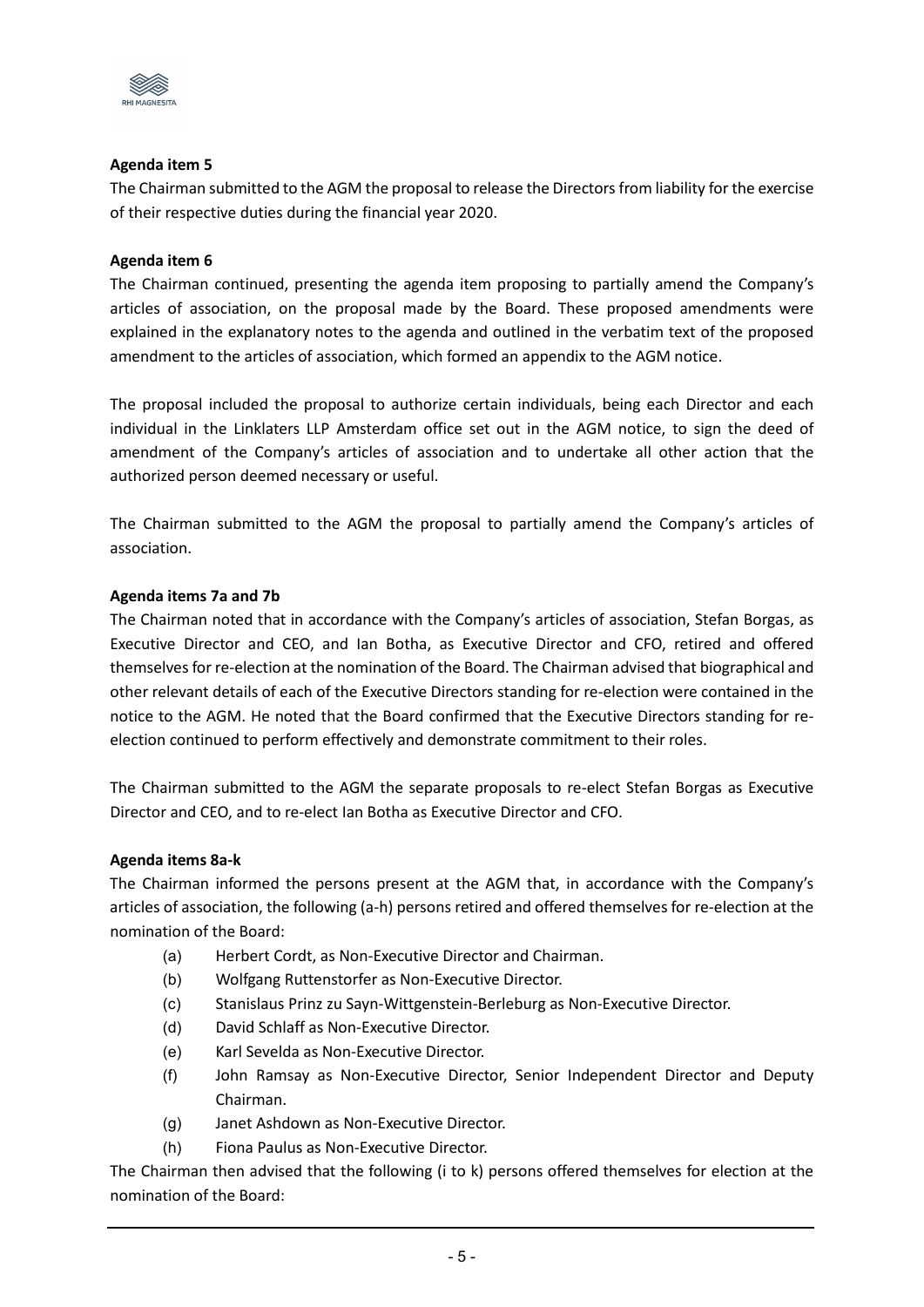**Agenda item 5**

The Chairman submitted to the AGM the proposal to release the Directors from liability for the exercise of their respective duties during the financial year 2020.

**Agenda item 6**

The Chairman continued, presenting the agenda item proposing to partially amend the Company's articles of association, on the proposal made by the Board. These proposed amendments were explained in the explanatory notes to the agenda and outlined in the verbatim text of the proposed amendment to the articles of association, which formed an appendix to the AGM notice.

The proposal included the proposal to authorize certain individuals, being each Director and each individual in the Linklaters LLP Amsterdam office set out in the AGM notice, to sign the deed of amendment of the Company's articles of association and to undertake all other action that the authorized person deemed necessary or useful.

The Chairman submitted to the AGM the proposal to partially amend the Company's articles of association.

**Agenda items 7a and 7b**

The Chairman noted that in accordance with the Company's articles of association, Stefan Borgas, as Executive Director and CEO, and Ian Botha, as Executive Director and CFO, retired and offered themselves for re-election at the nomination of the Board. The Chairman advised that biographical and other relevant details of each of the Executive Directors standing for re-election were contained in the notice to the AGM. He noted that the Board confirmed that the Executive Directors standing for re-election continued to perform effectively and demonstrate commitment to their roles.

The Chairman submitted to the AGM the separate proposals to re-elect Stefan Borgas as Executive Director and CEO, and to re-elect Ian Botha as Executive Director and CFO.

**Agenda items 8a-k**

The Chairman informed the persons present at the AGM that, in accordance with the Company's articles of association, the following (a-h) persons retired and offered themselves for re-election at the nomination of the Board:

(a) Herbert Cordt, as Non-Executive Director and Chairman.

(b) Wolfgang Ruttenstorfer as Non-Executive Director.

(c) Stanislaus Prinz zu Sayn-Wittgenstein-Berleburg as Non-Executive Director.

(d) David Schlaff as Non-Executive Director.

(e) Karl Sevelda as Non-Executive Director.

(f) John Ramsay as Non-Executive Director, Senior Independent Director and Deputy Chairman.

(g) Janet Ashdown as Non-Executive Director.

(h) Fiona Paulus as Non-Executive Director.

The Chairman then advised that the following (i to k) persons offered themselves for election at the nomination of the Board: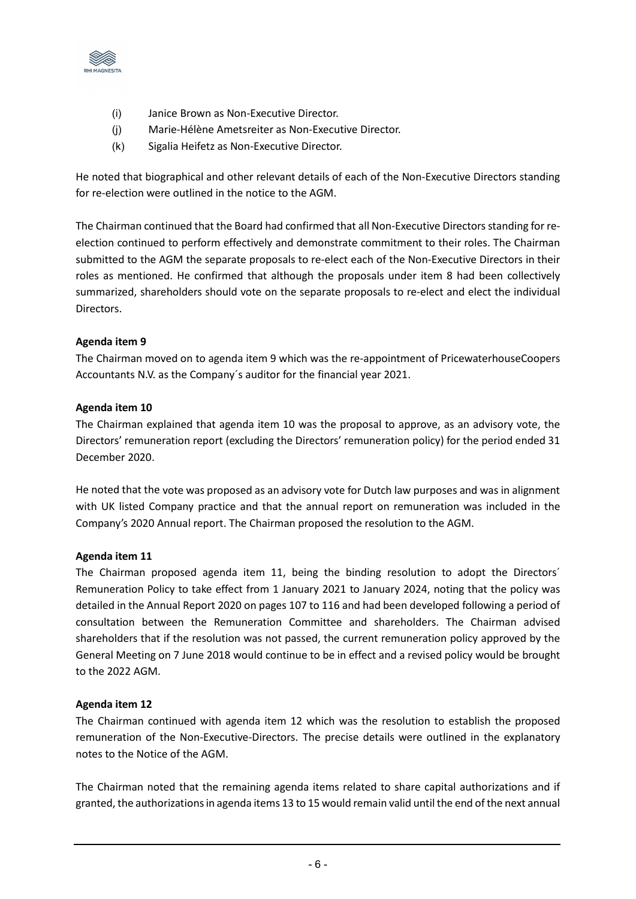(i) Janice Brown as Non-Executive Director.
(j) Marie-Hélène Ametsreiter as Non-Executive Director.
(k) Sigalia Heifetz as Non-Executive Director.

He noted that biographical and other relevant details of each of the Non-Executive Directors standing for re-election were outlined in the notice to the AGM.

The Chairman continued that the Board had confirmed that all Non-Executive Directors standing for re-election continued to perform effectively and demonstrate commitment to their roles. The Chairman submitted to the AGM the separate proposals to re-elect each of the Non-Executive Directors in their roles as mentioned. He confirmed that although the proposals under item 8 had been collectively summarized, shareholders should vote on the separate proposals to re-elect and elect the individual Directors.

**Agenda item 9**

The Chairman moved on to agenda item 9 which was the re-appointment of PricewaterhouseCoopers Accountants N.V. as the Company´s auditor for the financial year 2021.

**Agenda item 10**

The Chairman explained that agenda item 10 was the proposal to approve, as an advisory vote, the Directors' remuneration report (excluding the Directors' remuneration policy) for the period ended 31 December 2020.

He noted that the vote was proposed as an advisory vote for Dutch law purposes and was in alignment with UK listed Company practice and that the annual report on remuneration was included in the Company's 2020 Annual report. The Chairman proposed the resolution to the AGM.

**Agenda item 11**

The Chairman proposed agenda item 11, being the binding resolution to adopt the Directors´ Remuneration Policy to take effect from 1 January 2021 to January 2024, noting that the policy was detailed in the Annual Report 2020 on pages 107 to 116 and had been developed following a period of consultation between the Remuneration Committee and shareholders. The Chairman advised shareholders that if the resolution was not passed, the current remuneration policy approved by the General Meeting on 7 June 2018 would continue to be in effect and a revised policy would be brought to the 2022 AGM.

**Agenda item 12**

The Chairman continued with agenda item 12 which was the resolution to establish the proposed remuneration of the Non-Executive-Directors. The precise details were outlined in the explanatory notes to the Notice of the AGM.

The Chairman noted that the remaining agenda items related to share capital authorizations and if granted, the authorizations in agenda items 13 to 15 would remain valid until the end of the next annual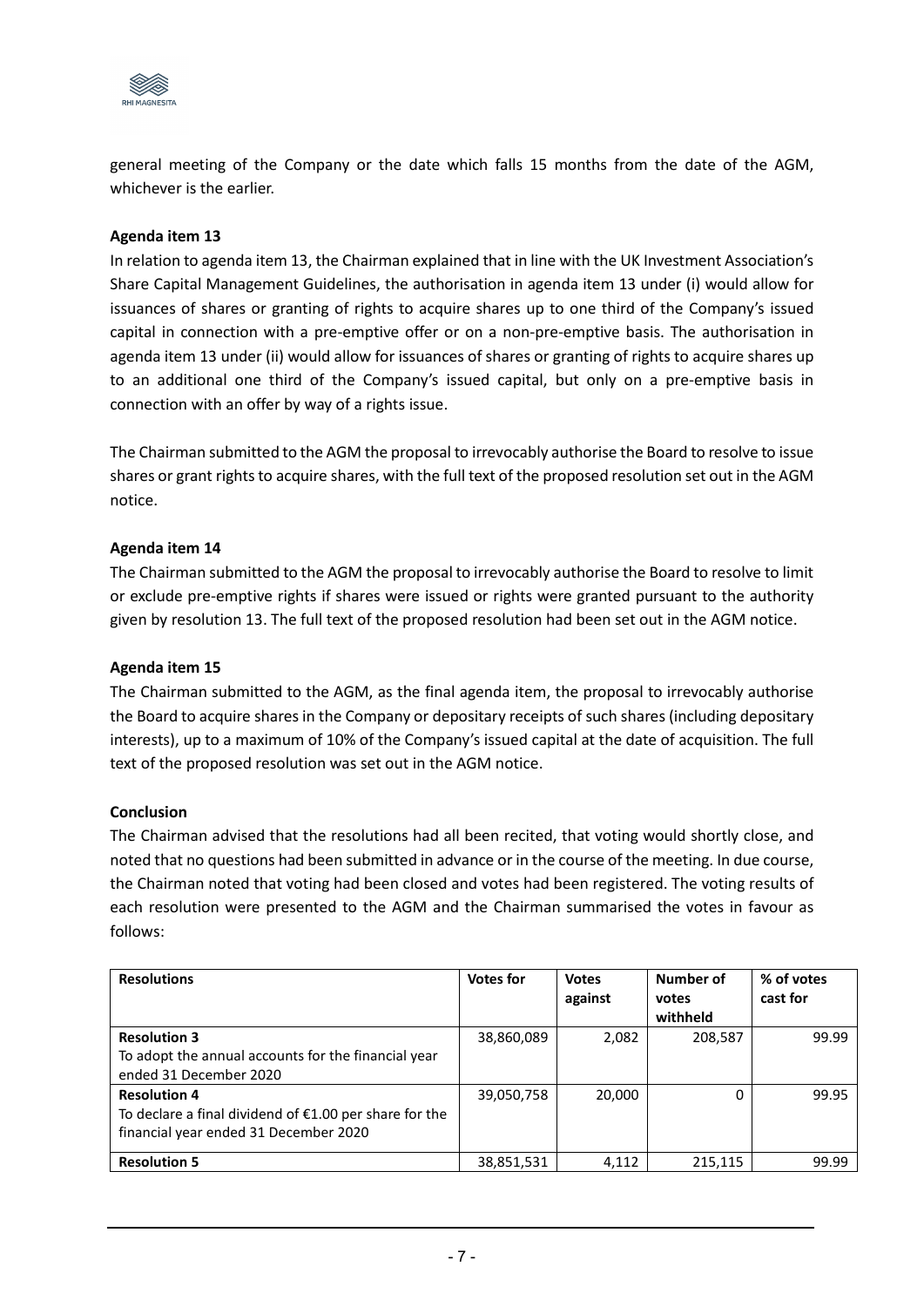general meeting of the Company or the date which falls 15 months from the date of the AGM, whichever is the earlier.

**Agenda item 13**

In relation to agenda item 13, the Chairman explained that in line with the UK Investment Association's Share Capital Management Guidelines, the authorisation in agenda item 13 under (i) would allow for issuances of shares or granting of rights to acquire shares up to one third of the Company's issued capital in connection with a pre-emptive offer or on a non-pre-emptive basis. The authorisation in agenda item 13 under (ii) would allow for issuances of shares or granting of rights to acquire shares up to an additional one third of the Company's issued capital, but only on a pre-emptive basis in connection with an offer by way of a rights issue.

The Chairman submitted to the AGM the proposal to irrevocably authorise the Board to resolve to issue shares or grant rights to acquire shares, with the full text of the proposed resolution set out in the AGM notice.

**Agenda item 14**

The Chairman submitted to the AGM the proposal to irrevocably authorise the Board to resolve to limit or exclude pre-emptive rights if shares were issued or rights were granted pursuant to the authority given by resolution 13. The full text of the proposed resolution had been set out in the AGM notice.

**Agenda item 15**

The Chairman submitted to the AGM, as the final agenda item, the proposal to irrevocably authorise the Board to acquire shares in the Company or depositary receipts of such shares (including depositary interests), up to a maximum of 10% of the Company's issued capital at the date of acquisition. The full text of the proposed resolution was set out in the AGM notice.

**Conclusion**

The Chairman advised that the resolutions had all been recited, that voting would shortly close, and noted that no questions had been submitted in advance or in the course of the meeting. In due course, the Chairman noted that voting had been closed and votes had been registered. The voting results of each resolution were presented to the AGM and the Chairman summarised the votes in favour as follows:

| Resolutions | Votes for | Votes against | Number of votes withheld | % of votes cast for |
|---|---|---|---|---|
| **Resolution 3**<br>To adopt the annual accounts for the financial year ended 31 December 2020 | 38,860,089 | 2,082 | 208,587 | 99.99 |
| **Resolution 4**<br>To declare a final dividend of €1.00 per share for the financial year ended 31 December 2020 | 39,050,758 | 20,000 | 0 | 99.95 |
| **Resolution 5** | 38,851,531 | 4,112 | 215,115 | 99.99 |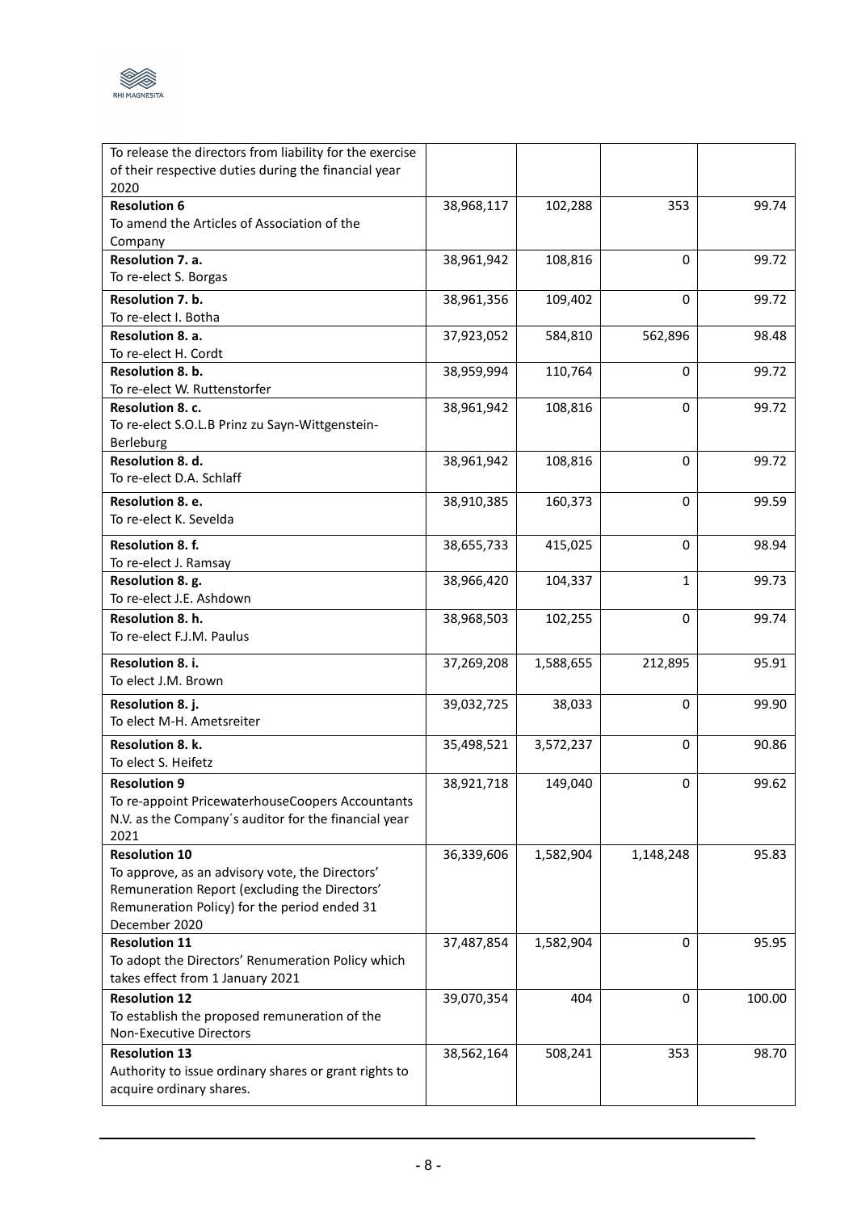| | | | | |
|---|---|---|---|---|
| To release the directors from liability for the exercise of their respective duties during the financial year 2020 | | | | |
| **Resolution 6**<br>To amend the Articles of Association of the Company | 38,968,117 | 102,288 | 353 | 99.74 |
| **Resolution 7. a.**<br>To re-elect S. Borgas | 38,961,942 | 108,816 | 0 | 99.72 |
| **Resolution 7. b.**<br>To re-elect I. Botha | 38,961,356 | 109,402 | 0 | 99.72 |
| **Resolution 8. a.**<br>To re-elect H. Cordt | 37,923,052 | 584,810 | 562,896 | 98.48 |
| **Resolution 8. b.**<br>To re-elect W. Ruttenstorfer | 38,959,994 | 110,764 | 0 | 99.72 |
| **Resolution 8. c.**<br>To re-elect S.O.L.B Prinz zu Sayn-Wittgenstein-Berleburg | 38,961,942 | 108,816 | 0 | 99.72 |
| **Resolution 8. d.**<br>To re-elect D.A. Schlaff | 38,961,942 | 108,816 | 0 | 99.72 |
| **Resolution 8. e.**<br>To re-elect K. Sevelda | 38,910,385 | 160,373 | 0 | 99.59 |
| **Resolution 8. f.**<br>To re-elect J. Ramsay | 38,655,733 | 415,025 | 0 | 98.94 |
| **Resolution 8. g.**<br>To re-elect J.E. Ashdown | 38,966,420 | 104,337 | 1 | 99.73 |
| **Resolution 8. h.**<br>To re-elect F.J.M. Paulus | 38,968,503 | 102,255 | 0 | 99.74 |
| **Resolution 8. i.**<br>To elect J.M. Brown | 37,269,208 | 1,588,655 | 212,895 | 95.91 |
| **Resolution 8. j.**<br>To elect M-H. Ametsreiter | 39,032,725 | 38,033 | 0 | 99.90 |
| **Resolution 8. k.**<br>To elect S. Heifetz | 35,498,521 | 3,572,237 | 0 | 90.86 |
| **Resolution 9**<br>To re-appoint PricewaterhouseCoopers Accountants N.V. as the Company´s auditor for the financial year 2021 | 38,921,718 | 149,040 | 0 | 99.62 |
| **Resolution 10**<br>To approve, as an advisory vote, the Directors' Remuneration Report (excluding the Directors' Remuneration Policy) for the period ended 31 December 2020 | 36,339,606 | 1,582,904 | 1,148,248 | 95.83 |
| **Resolution 11**<br>To adopt the Directors' Renumeration Policy which takes effect from 1 January 2021 | 37,487,854 | 1,582,904 | 0 | 95.95 |
| **Resolution 12**<br>To establish the proposed remuneration of the Non-Executive Directors | 39,070,354 | 404 | 0 | 100.00 |
| **Resolution 13**<br>Authority to issue ordinary shares or grant rights to acquire ordinary shares. | 38,562,164 | 508,241 | 353 | 98.70 |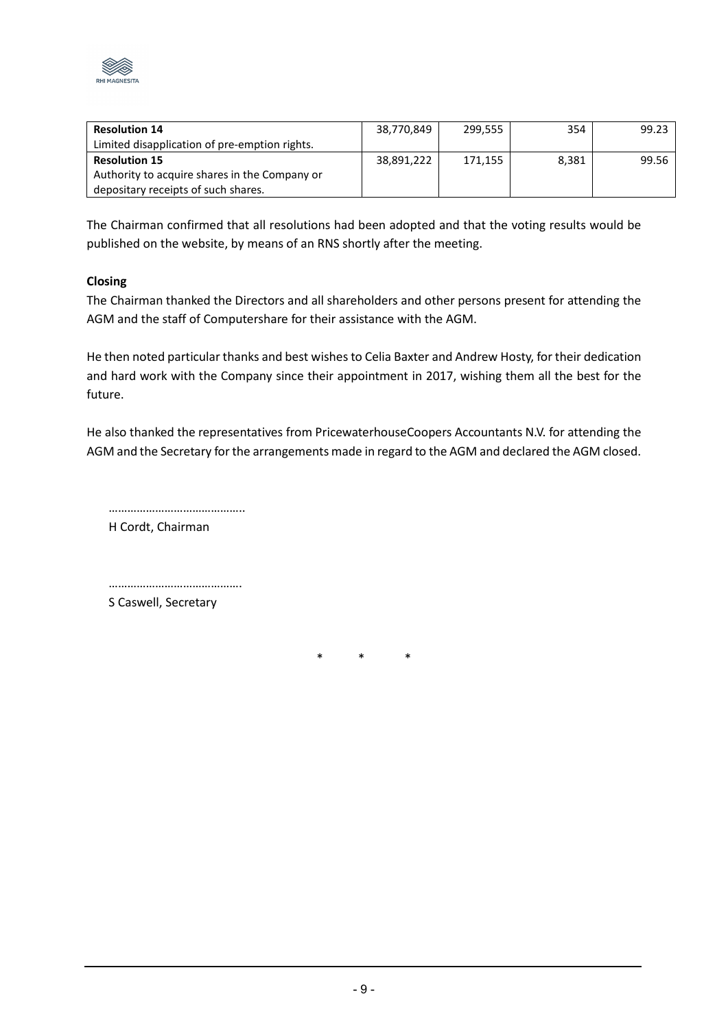| | | | | |
|---|---|---|---|---|
| **Resolution 14**<br>Limited disapplication of pre-emption rights. | 38,770,849 | 299,555 | 354 | 99.23 |
| **Resolution 15**<br>Authority to acquire shares in the Company or depositary receipts of such shares. | 38,891,222 | 171,155 | 8,381 | 99.56 |

The Chairman confirmed that all resolutions had been adopted and that the voting results would be published on the website, by means of an RNS shortly after the meeting.

**Closing**

The Chairman thanked the Directors and all shareholders and other persons present for attending the AGM and the staff of Computershare for their assistance with the AGM.

He then noted particular thanks and best wishes to Celia Baxter and Andrew Hosty, for their dedication and hard work with the Company since their appointment in 2017, wishing them all the best for the future.

He also thanked the representatives from PricewaterhouseCoopers Accountants N.V. for attending the AGM and the Secretary for the arrangements made in regard to the AGM and declared the AGM closed.

……………………………………..
H Cordt, Chairman

…………………………………….
S Caswell, Secretary

\* \* \*